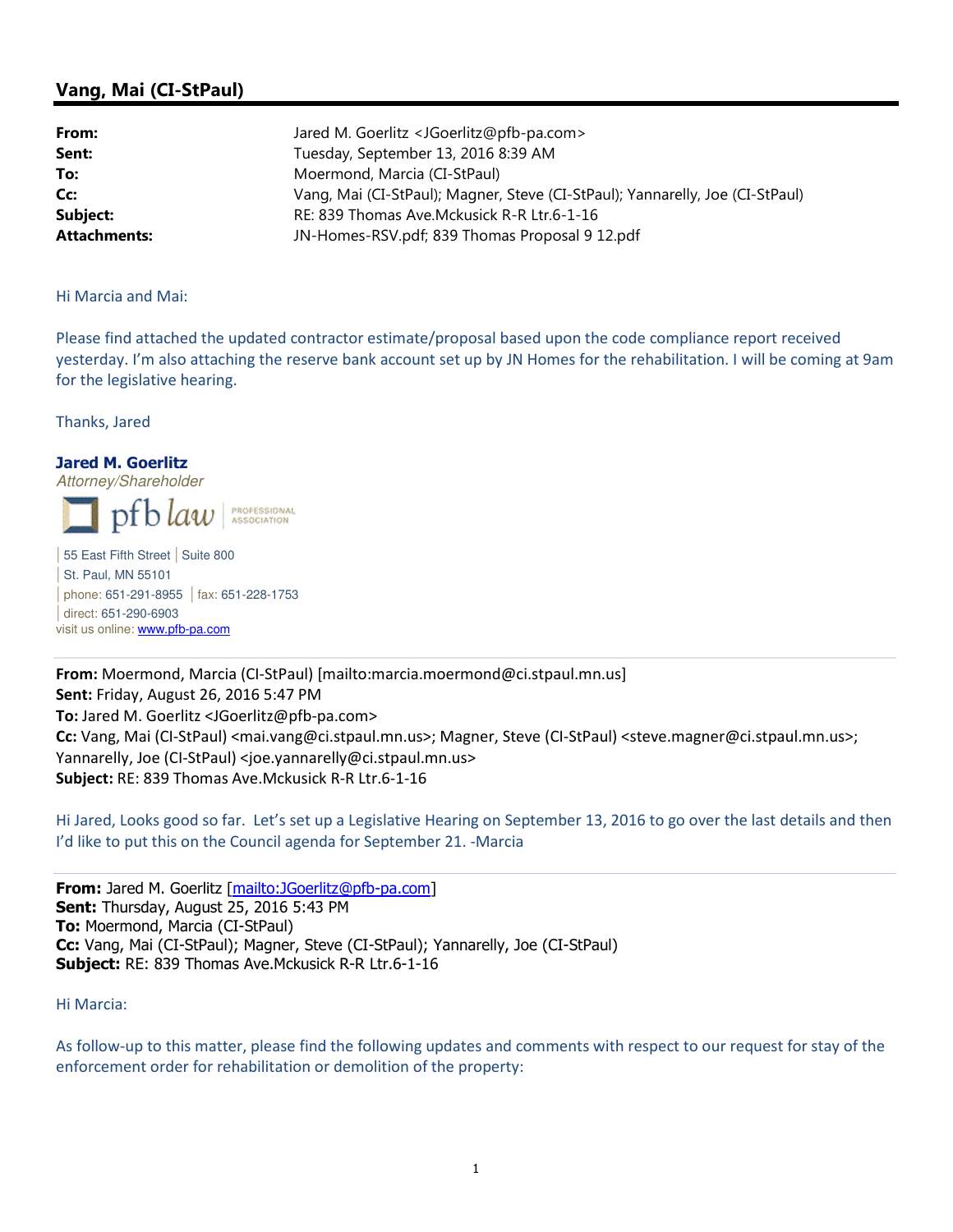# Vang, Mai (CI-StPaul)

**From:** Jared M. Goerlitz <JGoerlitz@pfb-pa.com>
**Sent:** Tuesday, September 13, 2016 8:39 AM
**To:** Moermond, Marcia (CI-StPaul)
**Cc:** Vang, Mai (CI-StPaul); Magner, Steve (CI-StPaul); Yannarelly, Joe (CI-StPaul)
**Subject:** RE: 839 Thomas Ave.Mckusick R-R Ltr.6-1-16
**Attachments:** JN-Homes-RSV.pdf; 839 Thomas Proposal 9 12.pdf

Hi Marcia and Mai:

Please find attached the updated contractor estimate/proposal based upon the code compliance report received yesterday. I'm also attaching the reserve bank account set up by JN Homes for the rehabilitation. I will be coming at 9am for the legislative hearing.

Thanks, Jared

**Jared M. Goerlitz**
*Attorney/Shareholder*
pfb law | PROFESSIONAL ASSOCIATION

55 East Fifth Street | Suite 800
St. Paul, MN 55101
phone: 651-291-8955 | fax: 651-228-1753
direct: 651-290-6903
visit us online: www.pfb-pa.com

---

**From:** Moermond, Marcia (CI-StPaul) [mailto:marcia.moermond@ci.stpaul.mn.us]
**Sent:** Friday, August 26, 2016 5:47 PM
**To:** Jared M. Goerlitz <JGoerlitz@pfb-pa.com>
**Cc:** Vang, Mai (CI-StPaul) <mai.vang@ci.stpaul.mn.us>; Magner, Steve (CI-StPaul) <steve.magner@ci.stpaul.mn.us>; Yannarelly, Joe (CI-StPaul) <joe.yannarelly@ci.stpaul.mn.us>
**Subject:** RE: 839 Thomas Ave.Mckusick R-R Ltr.6-1-16

Hi Jared, Looks good so far. Let's set up a Legislative Hearing on September 13, 2016 to go over the last details and then I'd like to put this on the Council agenda for September 21. -Marcia

---

**From:** Jared M. Goerlitz [mailto:JGoerlitz@pfb-pa.com]
**Sent:** Thursday, August 25, 2016 5:43 PM
**To:** Moermond, Marcia (CI-StPaul)
**Cc:** Vang, Mai (CI-StPaul); Magner, Steve (CI-StPaul); Yannarelly, Joe (CI-StPaul)
**Subject:** RE: 839 Thomas Ave.Mckusick R-R Ltr.6-1-16

Hi Marcia:

As follow-up to this matter, please find the following updates and comments with respect to our request for stay of the enforcement order for rehabilitation or demolition of the property: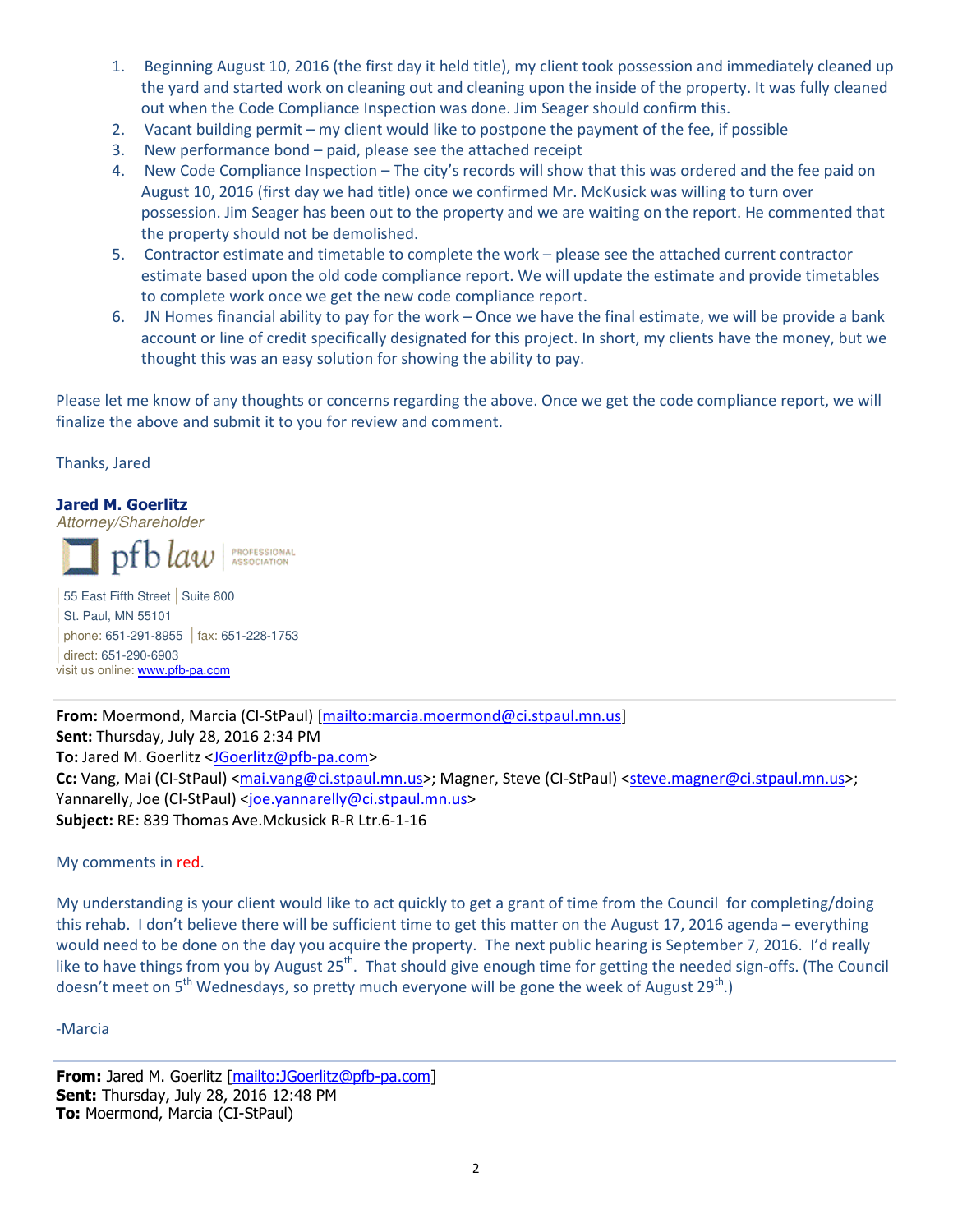1. Beginning August 10, 2016 (the first day it held title), my client took possession and immediately cleaned up the yard and started work on cleaning out and cleaning upon the inside of the property. It was fully cleaned out when the Code Compliance Inspection was done. Jim Seager should confirm this.
2. Vacant building permit – my client would like to postpone the payment of the fee, if possible
3. New performance bond – paid, please see the attached receipt
4. New Code Compliance Inspection – The city's records will show that this was ordered and the fee paid on August 10, 2016 (first day we had title) once we confirmed Mr. McKusick was willing to turn over possession. Jim Seager has been out to the property and we are waiting on the report. He commented that the property should not be demolished.
5. Contractor estimate and timetable to complete the work – please see the attached current contractor estimate based upon the old code compliance report. We will update the estimate and provide timetables to complete work once we get the new code compliance report.
6. JN Homes financial ability to pay for the work – Once we have the final estimate, we will be provide a bank account or line of credit specifically designated for this project. In short, my clients have the money, but we thought this was an easy solution for showing the ability to pay.

Please let me know of any thoughts or concerns regarding the above. Once we get the code compliance report, we will finalize the above and submit it to you for review and comment.

Thanks, Jared

**Jared M. Goerlitz**
*Attorney/Shareholder*

pfb law | PROFESSIONAL ASSOCIATION

55 East Fifth Street | Suite 800
St. Paul, MN 55101
phone: 651-291-8955 | fax: 651-228-1753
direct: 651-290-6903
visit us online: www.pfb-pa.com

---

**From:** Moermond, Marcia (CI-StPaul) [mailto:marcia.moermond@ci.stpaul.mn.us]
**Sent:** Thursday, July 28, 2016 2:34 PM
**To:** Jared M. Goerlitz <JGoerlitz@pfb-pa.com>
**Cc:** Vang, Mai (CI-StPaul) <mai.vang@ci.stpaul.mn.us>; Magner, Steve (CI-StPaul) <steve.magner@ci.stpaul.mn.us>; Yannarelly, Joe (CI-StPaul) <joe.yannarelly@ci.stpaul.mn.us>
**Subject:** RE: 839 Thomas Ave.Mckusick R-R Ltr.6-1-16

My comments in red.

My understanding is your client would like to act quickly to get a grant of time from the Council for completing/doing this rehab. I don't believe there will be sufficient time to get this matter on the August 17, 2016 agenda – everything would need to be done on the day you acquire the property. The next public hearing is September 7, 2016. I'd really like to have things from you by August 25th. That should give enough time for getting the needed sign-offs. (The Council doesn't meet on 5th Wednesdays, so pretty much everyone will be gone the week of August 29th.)

-Marcia

---

**From:** Jared M. Goerlitz [mailto:JGoerlitz@pfb-pa.com]
**Sent:** Thursday, July 28, 2016 12:48 PM
**To:** Moermond, Marcia (CI-StPaul)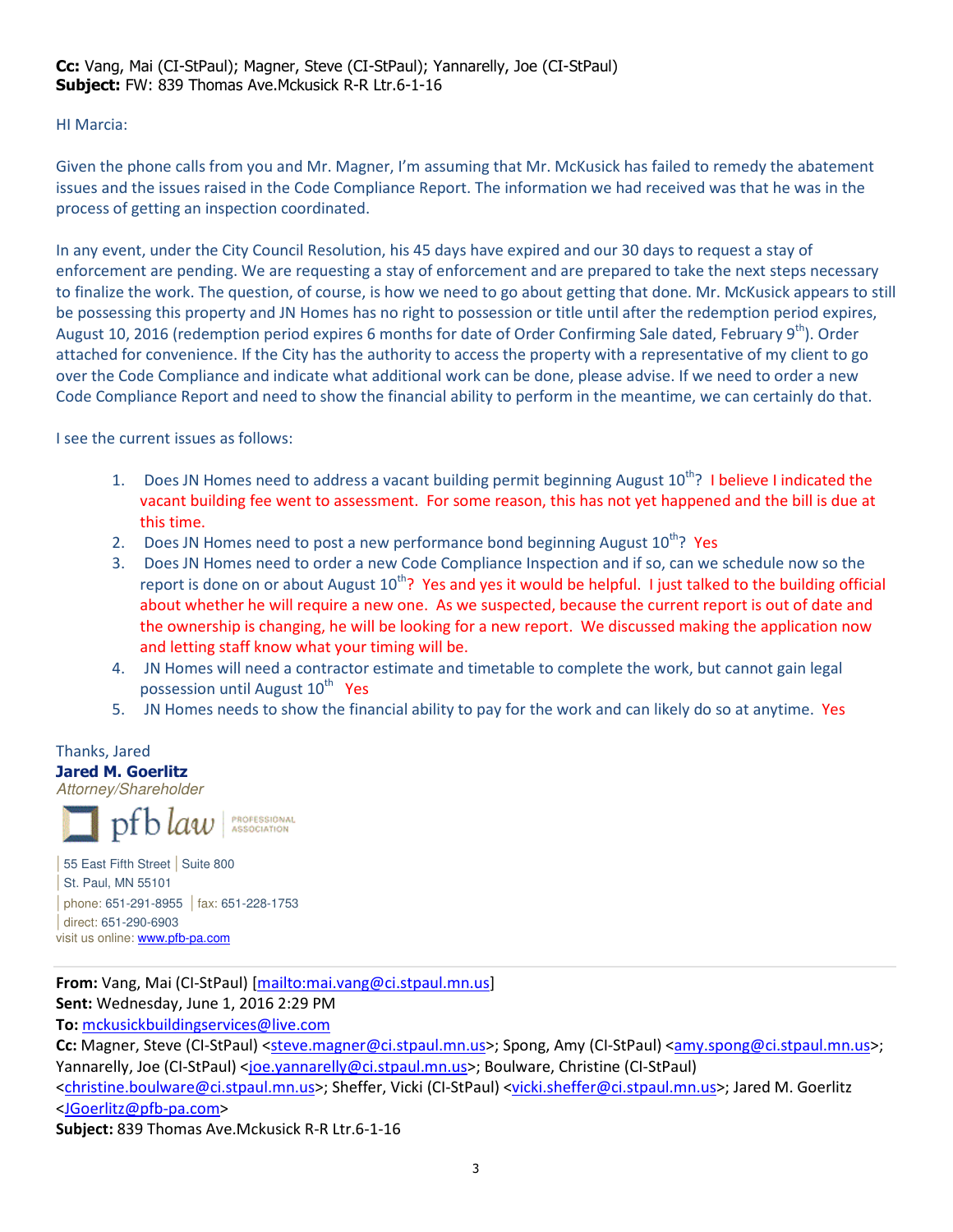**Cc:** Vang, Mai (CI-StPaul); Magner, Steve (CI-StPaul); Yannarelly, Joe (CI-StPaul)
**Subject:** FW: 839 Thomas Ave.Mckusick R-R Ltr.6-1-16

HI Marcia:

Given the phone calls from you and Mr. Magner, I'm assuming that Mr. McKusick has failed to remedy the abatement issues and the issues raised in the Code Compliance Report. The information we had received was that he was in the process of getting an inspection coordinated.

In any event, under the City Council Resolution, his 45 days have expired and our 30 days to request a stay of enforcement are pending. We are requesting a stay of enforcement and are prepared to take the next steps necessary to finalize the work. The question, of course, is how we need to go about getting that done. Mr. McKusick appears to still be possessing this property and JN Homes has no right to possession or title until after the redemption period expires, August 10, 2016 (redemption period expires 6 months for date of Order Confirming Sale dated, February 9th). Order attached for convenience. If the City has the authority to access the property with a representative of my client to go over the Code Compliance and indicate what additional work can be done, please advise. If we need to order a new Code Compliance Report and need to show the financial ability to perform in the meantime, we can certainly do that.

I see the current issues as follows:

1. Does JN Homes need to address a vacant building permit beginning August 10th? I believe I indicated the vacant building fee went to assessment. For some reason, this has not yet happened and the bill is due at this time.
2. Does JN Homes need to post a new performance bond beginning August 10th? Yes
3. Does JN Homes need to order a new Code Compliance Inspection and if so, can we schedule now so the report is done on or about August 10th? Yes and yes it would be helpful. I just talked to the building official about whether he will require a new one. As we suspected, because the current report is out of date and the ownership is changing, he will be looking for a new report. We discussed making the application now and letting staff know what your timing will be.
4. JN Homes will need a contractor estimate and timetable to complete the work, but cannot gain legal possession until August 10th Yes
5. JN Homes needs to show the financial ability to pay for the work and can likely do so at anytime. Yes

Thanks, Jared
**Jared M. Goerlitz**
*Attorney/Shareholder*

pfb law | PROFESSIONAL ASSOCIATION

55 East Fifth Street | Suite 800
St. Paul, MN 55101
phone: 651-291-8955 | fax: 651-228-1753
direct: 651-290-6903
visit us online: www.pfb-pa.com

---

**From:** Vang, Mai (CI-StPaul) [mailto:mai.vang@ci.stpaul.mn.us]
**Sent:** Wednesday, June 1, 2016 2:29 PM
**To:** mckusickbuildingservices@live.com
**Cc:** Magner, Steve (CI-StPaul) <steve.magner@ci.stpaul.mn.us>; Spong, Amy (CI-StPaul) <amy.spong@ci.stpaul.mn.us>; Yannarelly, Joe (CI-StPaul) <joe.yannarelly@ci.stpaul.mn.us>; Boulware, Christine (CI-StPaul) <christine.boulware@ci.stpaul.mn.us>; Sheffer, Vicki (CI-StPaul) <vicki.sheffer@ci.stpaul.mn.us>; Jared M. Goerlitz <JGoerlitz@pfb-pa.com>
**Subject:** 839 Thomas Ave.Mckusick R-R Ltr.6-1-16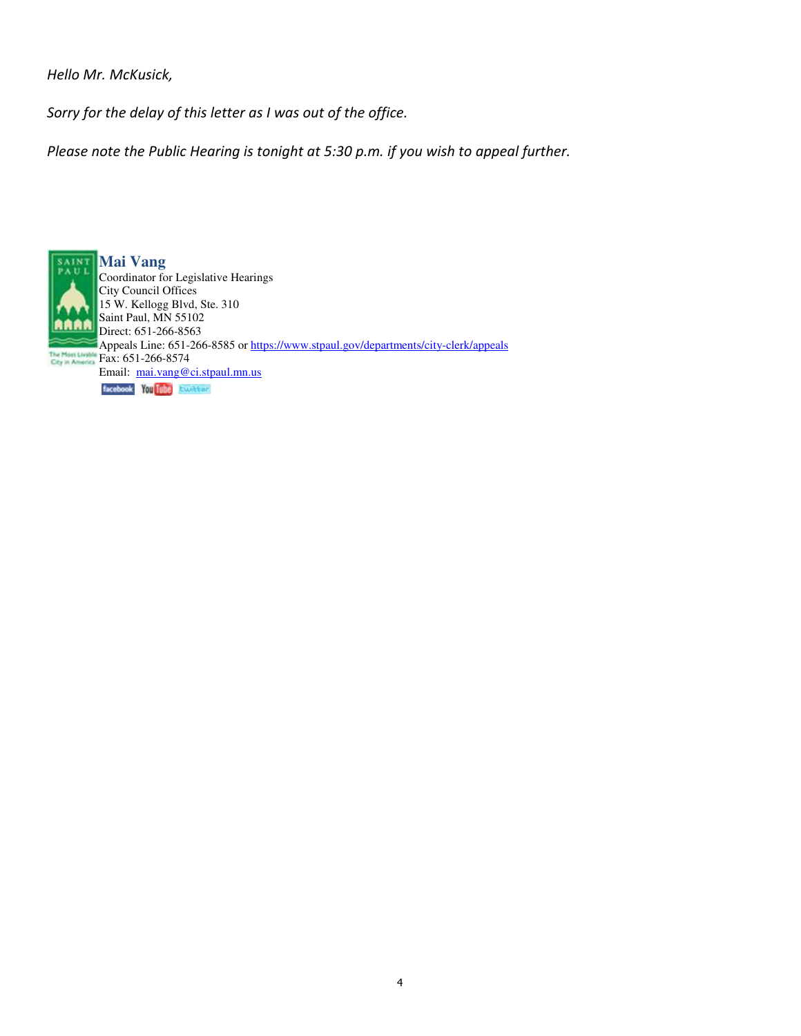*Hello Mr. McKusick,*

*Sorry for the delay of this letter as I was out of the office.*

*Please note the Public Hearing is tonight at 5:30 p.m. if you wish to appeal further.*

**Mai Vang**
Coordinator for Legislative Hearings
City Council Offices
15 W. Kellogg Blvd, Ste. 310
Saint Paul, MN 55102
Direct: 651-266-8563
Appeals Line: 651-266-8585 or https://www.stpaul.gov/departments/city-clerk/appeals
Fax: 651-266-8574
Email: mai.vang@ci.stpaul.mn.us